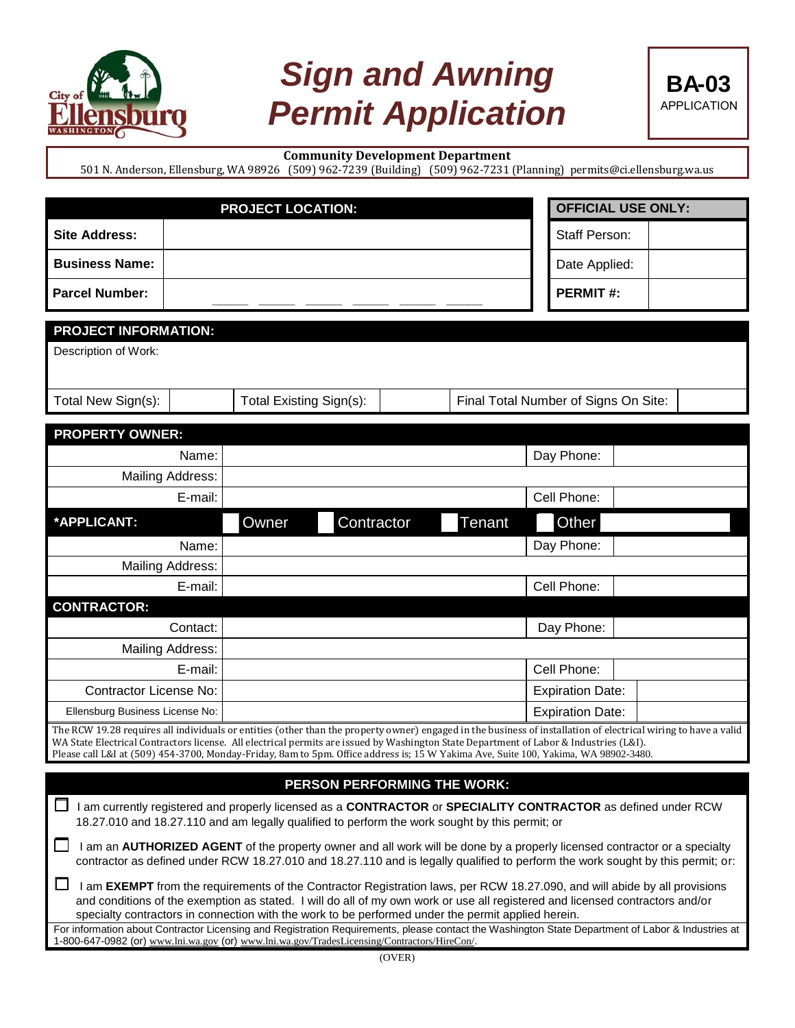# Sign and Awning Permit Application

**BA-03**
APPLICATION

**Community Development Department**
501 N. Anderson, Ellensburg, WA 98926 (509) 962-7239 (Building) (509) 962-7231 (Planning) permits@ci.ellensburg.wa.us

| PROJECT LOCATION: | |
|---|---|
| **Site Address:** | |
| **Business Name:** | |
| **Parcel Number:** | ____ ____ ____ ____ ____ ____ |

| OFFICIAL USE ONLY: | |
|---|---|
| Staff Person: | |
| Date Applied: | |
| **PERMIT #:** | |

## PROJECT INFORMATION:

Description of Work:

| Total New Sign(s): | | Total Existing Sign(s): | | Final Total Number of Signs On Site: | |
|---|---|---|---|---|---|

## PROPERTY OWNER:

| | | | |
|---|---|---|---|
| Name: | | Day Phone: | |
| Mailing Address: | | | |
| E-mail: | | Cell Phone: | |

## *APPLICANT: ☐ Owner ☐ Contractor ☐ Tenant ☐ Other ______

| | | | |
|---|---|---|---|
| Name: | | Day Phone: | |
| Mailing Address: | | | |
| E-mail: | | Cell Phone: | |

## CONTRACTOR:

| | | | |
|---|---|---|---|
| Contact: | | Day Phone: | |
| Mailing Address: | | | |
| E-mail: | | Cell Phone: | |
| Contractor License No: | | Expiration Date: | |
| Ellensburg Business License No: | | Expiration Date: | |

The RCW 19.28 requires all individuals or entities (other than the property owner) engaged in the business of installation of electrical wiring to have a valid WA State Electrical Contractors license. All electrical permits are issued by Washington State Department of Labor & Industries (L&I). Please call L&I at (509) 454-3700, Monday-Friday, 8am to 5pm. Office address is; 15 W Yakima Ave, Suite 100, Yakima, WA 98902-3480.

## PERSON PERFORMING THE WORK:

☐ I am currently registered and properly licensed as a **CONTRACTOR** or **SPECIALITY CONTRACTOR** as defined under RCW 18.27.010 and 18.27.110 and am legally qualified to perform the work sought by this permit; or

☐ I am an **AUTHORIZED AGENT** of the property owner and all work will be done by a properly licensed contractor or a specialty contractor as defined under RCW 18.27.010 and 18.27.110 and is legally qualified to perform the work sought by this permit; or:

☐ I am **EXEMPT** from the requirements of the Contractor Registration laws, per RCW 18.27.090, and will abide by all provisions and conditions of the exemption as stated. I will do all of my own work or use all registered and licensed contractors and/or specialty contractors in connection with the work to be performed under the permit applied herein.

For information about Contractor Licensing and Registration Requirements, please contact the Washington State Department of Labor & Industries at 1-800-647-0982 (or) www.lni.wa.gov (or) www.lni.wa.gov/TradesLicensing/Contractors/HireCon/.

(OVER)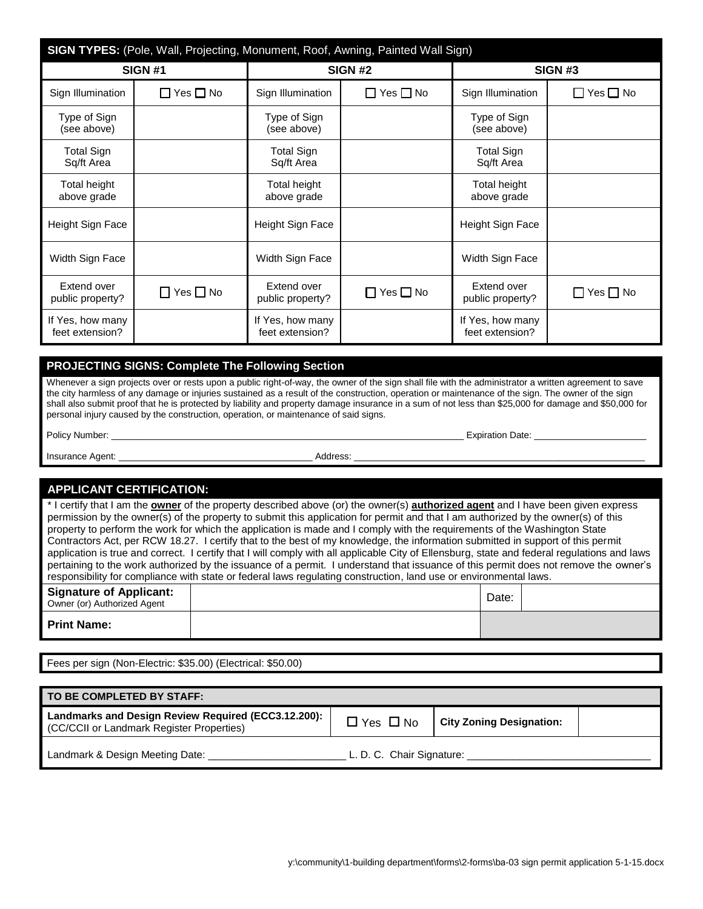## SIGN TYPES: (Pole, Wall, Projecting, Monument, Roof, Awning, Painted Wall Sign)

| SIGN #1 | | SIGN #2 | | SIGN #3 | |
|---|---|---|---|---|---|
| Sign Illumination | ☐ Yes ☐ No | Sign Illumination | ☐ Yes ☐ No | Sign Illumination | ☐ Yes ☐ No |
| Type of Sign (see above) | | Type of Sign (see above) | | Type of Sign (see above) | |
| Total Sign Sq/ft Area | | Total Sign Sq/ft Area | | Total Sign Sq/ft Area | |
| Total height above grade | | Total height above grade | | Total height above grade | |
| Height Sign Face | | Height Sign Face | | Height Sign Face | |
| Width Sign Face | | Width Sign Face | | Width Sign Face | |
| Extend over public property? | ☐ Yes ☐ No | Extend over public property? | ☐ Yes ☐ No | Extend over public property? | ☐ Yes ☐ No |
| If Yes, how many feet extension? | | If Yes, how many feet extension? | | If Yes, how many feet extension? | |

## PROJECTING SIGNS: Complete The Following Section

Whenever a sign projects over or rests upon a public right-of-way, the owner of the sign shall file with the administrator a written agreement to save the city harmless of any damage or injuries sustained as a result of the construction, operation or maintenance of the sign. The owner of the sign shall also submit proof that he is protected by liability and property damage insurance in a sum of not less than $25,000 for damage and $50,000 for personal injury caused by the construction, operation, or maintenance of said signs.

Policy Number: ______________________ Expiration Date: ______________________

Insurance Agent: ______________________ Address: ______________________

## APPLICANT CERTIFICATION:

* I certify that I am the **owner** of the property described above (or) the owner(s) **authorized agent** and I have been given express permission by the owner(s) of the property to submit this application for permit and that I am authorized by the owner(s) of this property to perform the work for which the application is made and I comply with the requirements of the Washington State Contractors Act, per RCW 18.27. I certify that to the best of my knowledge, the information submitted in support of this permit application is true and correct. I certify that I will comply with all applicable City of Ellensburg, state and federal regulations and laws pertaining to the work authorized by the issuance of a permit. I understand that issuance of this permit does not remove the owner's responsibility for compliance with state or federal laws regulating construction, land use or environmental laws.

| | | | |
|---|---|---|---|
| **Signature of Applicant:** Owner (or) Authorized Agent | | Date: | |
| **Print Name:** | | | |

Fees per sign (Non-Electric: $35.00) (Electrical: $50.00)

## TO BE COMPLETED BY STAFF:

| | | | |
|---|---|---|---|
| **Landmarks and Design Review Required (ECC3.12.200):** (CC/CCII or Landmark Register Properties) | ☐ Yes ☐ No | **City Zoning Designation:** | |

Landmark & Design Meeting Date: ______________________ L. D. C. Chair Signature: ______________________

y:\community\1-building department\forms\2-forms\ba-03 sign permit application 5-1-15.docx